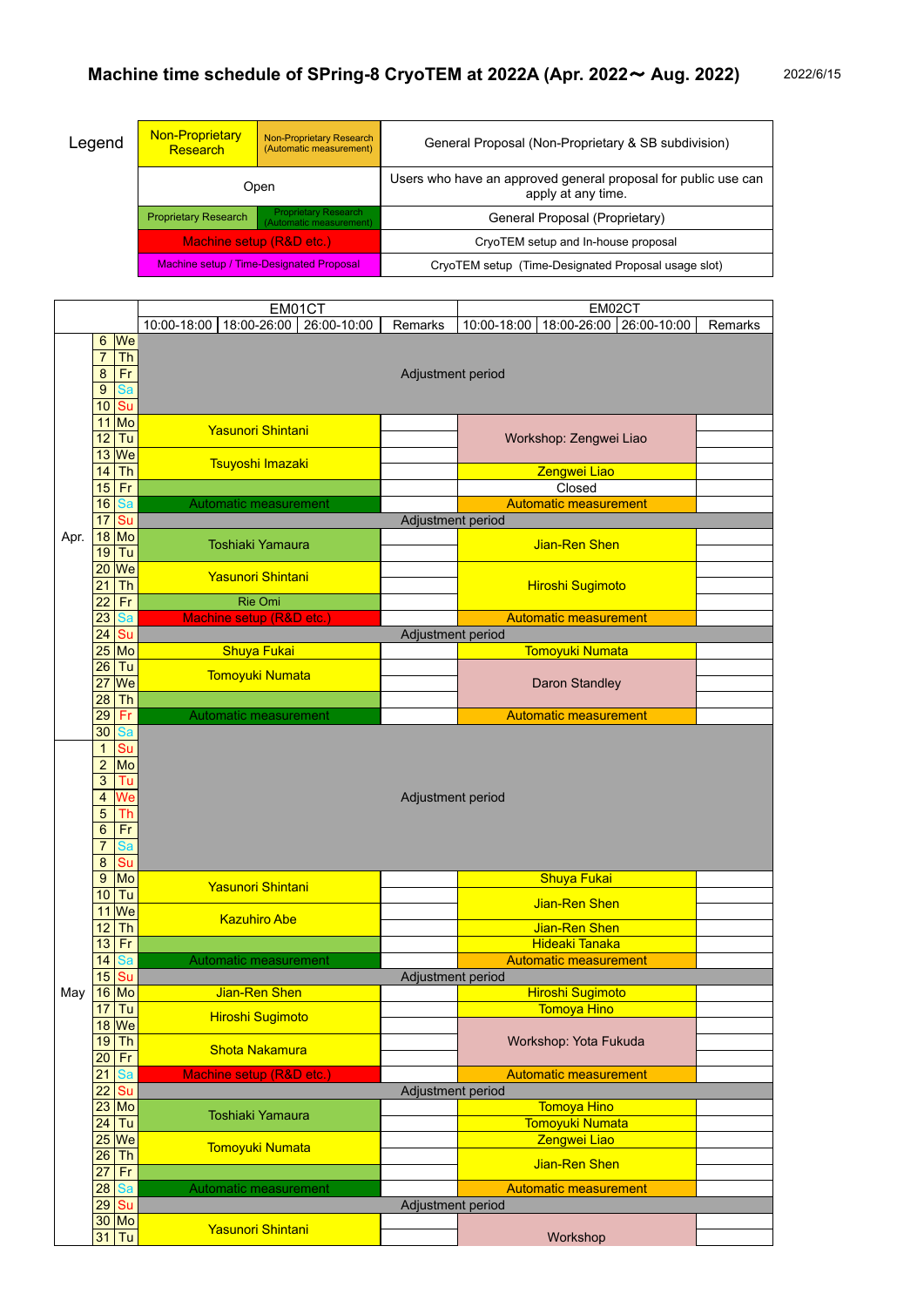# Machine time schedule of SPring-8 CryoTEM at 2022A (Apr. 2022〜 Aug. 2022)

2022/6/15

**Legend**

| Legend | | Description |
|---|---|---|
| Non-Proprietary Research | Non-Proprietary Research (Automatic measurement) | General Proposal (Non-Proprietary & SB subdivision) |
| Open | | Users who have an approved general proposal for public use can apply at any time. |
| Proprietary Research | Proprietary Research (Automatic measurement) | General Proposal (Proprietary) |
| Machine setup (R&D etc.) | | CryoTEM setup and In-house proposal |
| Machine setup / Time-Designated Proposal | | CryoTEM setup (Time-Designated Proposal usage slot) |

| Month | Date | Day | EM01CT 10:00-18:00 / 18:00-26:00 / 26:00-10:00 | EM01CT Remarks | EM02CT 10:00-18:00 / 18:00-26:00 / 26:00-10:00 | EM02CT Remarks |
|---|---|---|---|---|---|---|
| Apr. | 6 | We | Adjustment period | | Adjustment period | |
| | 7 | Th | Adjustment period | | Adjustment period | |
| | 8 | Fr | Adjustment period | | Adjustment period | |
| | 9 | Sa | Adjustment period | | Adjustment period | |
| | 10 | Su | Adjustment period | | Adjustment period | |
| | 11 | Mo | Yasunori Shintani | | Workshop: Zengwei Liao | |
| | 12 | Tu | Yasunori Shintani | | Workshop: Zengwei Liao | |
| | 13 | We | Tsuyoshi Imazaki | | Workshop: Zengwei Liao | |
| | 14 | Th | Tsuyoshi Imazaki | | Zengwei Liao | |
| | 15 | Fr | | | Closed | |
| | 16 | Sa | Automatic measurement | | Automatic measurement | |
| | 17 | Su | Adjustment period | | Adjustment period | |
| | 18 | Mo | Toshiaki Yamaura | | Jian-Ren Shen | |
| | 19 | Tu | Toshiaki Yamaura | | Jian-Ren Shen | |
| | 20 | We | Yasunori Shintani | | Hiroshi Sugimoto | |
| | 21 | Th | Yasunori Shintani | | Hiroshi Sugimoto | |
| | 22 | Fr | Rie Omi | | Hiroshi Sugimoto | |
| | 23 | Sa | Machine setup (R&D etc.) | | Automatic measurement | |
| | 24 | Su | Adjustment period | | Adjustment period | |
| | 25 | Mo | Shuya Fukai | | Tomoyuki Numata | |
| | 26 | Tu | Tomoyuki Numata | | Daron Standley | |
| | 27 | We | Tomoyuki Numata | | Daron Standley | |
| | 28 | Th | | | Daron Standley | |
| | 29 | Fr | Automatic measurement | | Automatic measurement | |
| | 30 | Sa | Adjustment period | | Adjustment period | |
| May | 1 | Su | Adjustment period | | Adjustment period | |
| | 2 | Mo | Adjustment period | | Adjustment period | |
| | 3 | Tu | Adjustment period | | Adjustment period | |
| | 4 | We | Adjustment period | | Adjustment period | |
| | 5 | Th | Adjustment period | | Adjustment period | |
| | 6 | Fr | Adjustment period | | Adjustment period | |
| | 7 | Sa | Adjustment period | | Adjustment period | |
| | 8 | Su | Adjustment period | | Adjustment period | |
| | 9 | Mo | Yasunori Shintani | | Shuya Fukai | |
| | 10 | Tu | Yasunori Shintani | | Jian-Ren Shen | |
| | 11 | We | Kazuhiro Abe | | Jian-Ren Shen | |
| | 12 | Th | Kazuhiro Abe | | Jian-Ren Shen | |
| | 13 | Fr | | | Hideaki Tanaka | |
| | 14 | Sa | Automatic measurement | | Automatic measurement | |
| | 15 | Su | Adjustment period | | Adjustment period | |
| | 16 | Mo | Jian-Ren Shen | | Hiroshi Sugimoto | |
| | 17 | Tu | Hiroshi Sugimoto | | Tomoya Hino | |
| | 18 | We | Hiroshi Sugimoto | | Workshop: Yota Fukuda | |
| | 19 | Th | Shota Nakamura | | Workshop: Yota Fukuda | |
| | 20 | Fr | Shota Nakamura | | Workshop: Yota Fukuda | |
| | 21 | Sa | Machine setup (R&D etc.) | | Automatic measurement | |
| | 22 | Su | Adjustment period | | Adjustment period | |
| | 23 | Mo | Toshiaki Yamaura | | Tomoya Hino | |
| | 24 | Tu | Toshiaki Yamaura | | Tomoyuki Numata | |
| | 25 | We | Tomoyuki Numata | | Zengwei Liao | |
| | 26 | Th | Tomoyuki Numata | | Jian-Ren Shen | |
| | 27 | Fr | | | Jian-Ren Shen | |
| | 28 | Sa | Automatic measurement | | Automatic measurement | |
| | 29 | Su | Adjustment period | | Adjustment period | |
| | 30 | Mo | Yasunori Shintani | | Workshop | |
| | 31 | Tu | Yasunori Shintani | | Workshop | |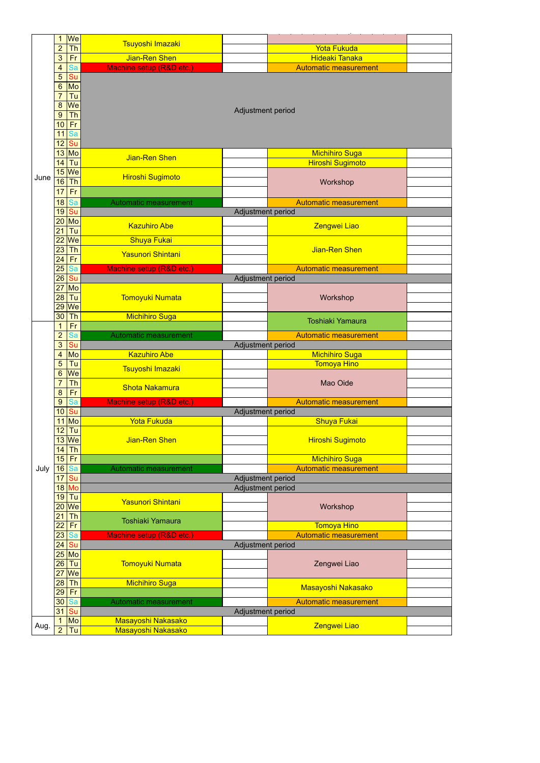| | | | | | | |
|---|---|---|---|---|---|---|
| June | 1 | We | Tsuyoshi Imazaki | | | |
| | 2 | Th | | | Yota Fukuda | |
| | 3 | Fr | Jian-Ren Shen | | Hideaki Tanaka | |
| | 4 | Sa | Machine setup (R&D etc.) | | Automatic measurement | |
| | 5 | Su | Adjustment period | | | |
| | 6 | Mo | | | | |
| | 7 | Tu | | | | |
| | 8 | We | | | | |
| | 9 | Th | | | | |
| | 10 | Fr | | | | |
| | 11 | Sa | | | | |
| | 12 | Su | | | | |
| | 13 | Mo | Jian-Ren Shen | | Michihiro Suga | |
| | 14 | Tu | | | Hiroshi Sugimoto | |
| | 15 | We | Hiroshi Sugimoto | | Workshop | |
| | 16 | Th | | | | |
| | 17 | Fr | | | | |
| | 18 | Sa | Automatic measurement | | Automatic measurement | |
| | 19 | Su | Adjustment period | | | |
| | 20 | Mo | Kazuhiro Abe | | Zengwei Liao | |
| | 21 | Tu | | | | |
| | 22 | We | Shuya Fukai | | Jian-Ren Shen | |
| | 23 | Th | Yasunori Shintani | | | |
| | 24 | Fr | | | | |
| | 25 | Sa | Machine setup (R&D etc.) | | Automatic measurement | |
| | 26 | Su | Adjustment period | | | |
| | 27 | Mo | Tomoyuki Numata | | Workshop | |
| | 28 | Tu | | | | |
| | 29 | We | | | | |
| | 30 | Th | Michihiro Suga | | Toshiaki Yamaura | |
| July | 1 | Fr | | | | |
| | 2 | Sa | Automatic measurement | | Automatic measurement | |
| | 3 | Su | Adjustment period | | | |
| | 4 | Mo | Kazuhiro Abe | | Michihiro Suga | |
| | 5 | Tu | Tsuyoshi Imazaki | | Tomoya Hino | |
| | 6 | We | | | Mao Oide | |
| | 7 | Th | Shota Nakamura | | | |
| | 8 | Fr | | | | |
| | 9 | Sa | Machine setup (R&D etc.) | | Automatic measurement | |
| | 10 | Su | Adjustment period | | | |
| | 11 | Mo | Yota Fukuda | | Shuya Fukai | |
| | 12 | Tu | Jian-Ren Shen | | Hiroshi Sugimoto | |
| | 13 | We | | | | |
| | 14 | Th | | | | |
| | 15 | Fr | | | Michihiro Suga | |
| | 16 | Sa | Automatic measurement | | Automatic measurement | |
| | 17 | Su | Adjustment period | | | |
| | 18 | Mo | Adjustment period | | | |
| | 19 | Tu | Yasunori Shintani | | Workshop | |
| | 20 | We | | | | |
| | 21 | Th | Toshiaki Yamaura | | | |
| | 22 | Fr | | | Tomoya Hino | |
| | 23 | Sa | Machine setup (R&D etc.) | | Automatic measurement | |
| | 24 | Su | Adjustment period | | | |
| | 25 | Mo | Tomoyuki Numata | | Zengwei Liao | |
| | 26 | Tu | | | | |
| | 27 | We | | | | |
| | 28 | Th | Michihiro Suga | | Masayoshi Nakasako | |
| | 29 | Fr | | | | |
| | 30 | Sa | Automatic measurement | | Automatic measurement | |
| | 31 | Su | Adjustment period | | | |
| Aug. | 1 | Mo | Masayoshi Nakasako | | Zengwei Liao | |
| | 2 | Tu | Masayoshi Nakasako | | | |